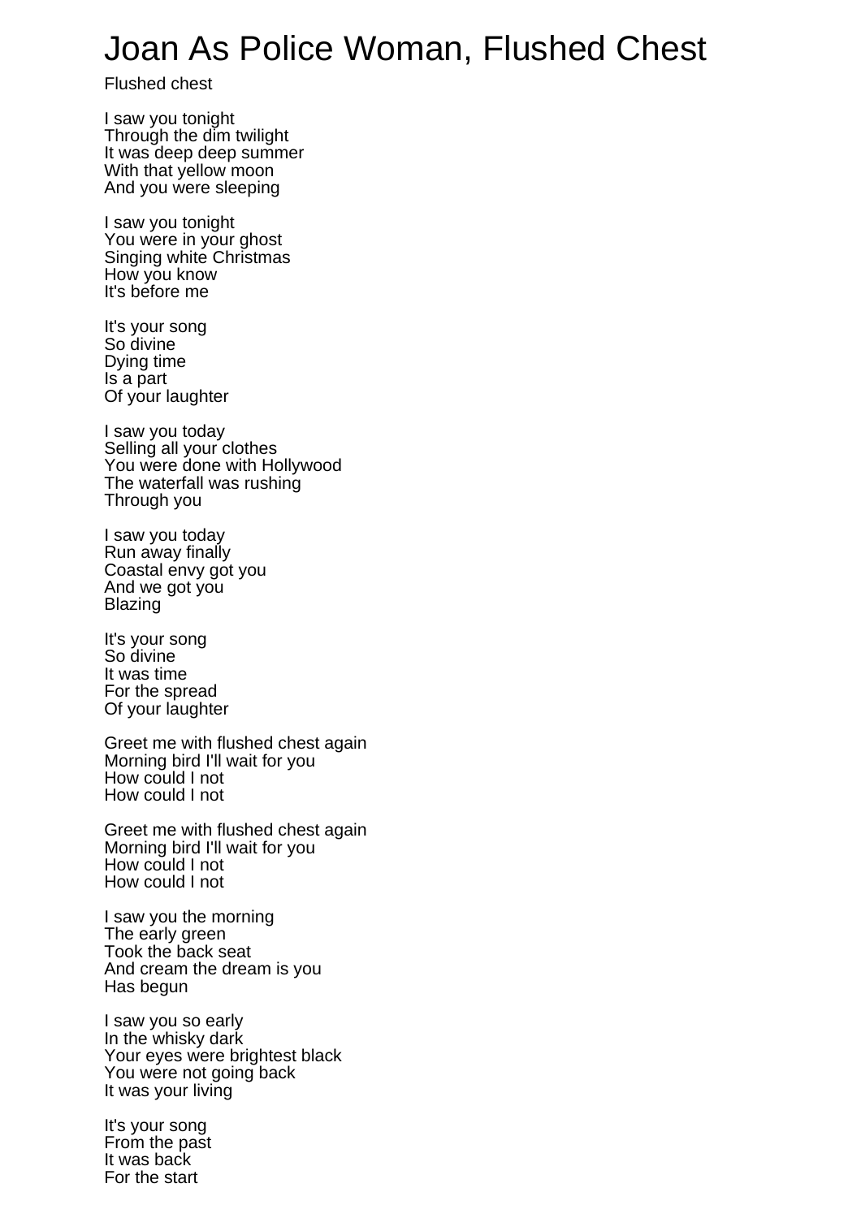# Joan As Police Woman, Flushed Chest

Flushed chest

I saw you tonight
Through the dim twilight
It was deep deep summer
With that yellow moon
And you were sleeping

I saw you tonight
You were in your ghost
Singing white Christmas
How you know
It's before me

It's your song
So divine
Dying time
Is a part
Of your laughter

I saw you today
Selling all your clothes
You were done with Hollywood
The waterfall was rushing
Through you

I saw you today
Run away finally
Coastal envy got you
And we got you
Blazing

It's your song
So divine
It was time
For the spread
Of your laughter

Greet me with flushed chest again
Morning bird I'll wait for you
How could I not
How could I not

Greet me with flushed chest again
Morning bird I'll wait for you
How could I not
How could I not

I saw you the morning
The early green
Took the back seat
And cream the dream is you
Has begun

I saw you so early
In the whisky dark
Your eyes were brightest black
You were not going back
It was your living

It's your song
From the past
It was back
For the start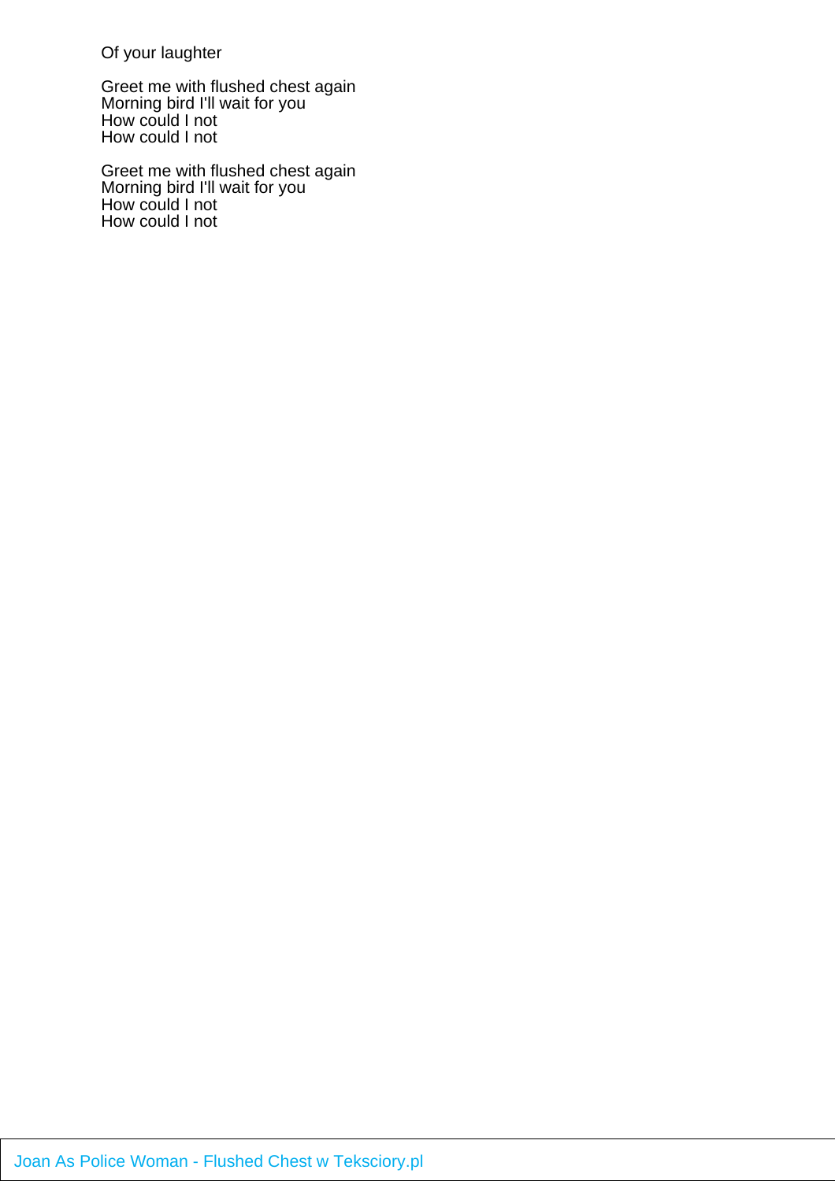Of your laughter

Greet me with flushed chest again
Morning bird I'll wait for you
How could I not
How could I not

Greet me with flushed chest again
Morning bird I'll wait for you
How could I not
How could I not